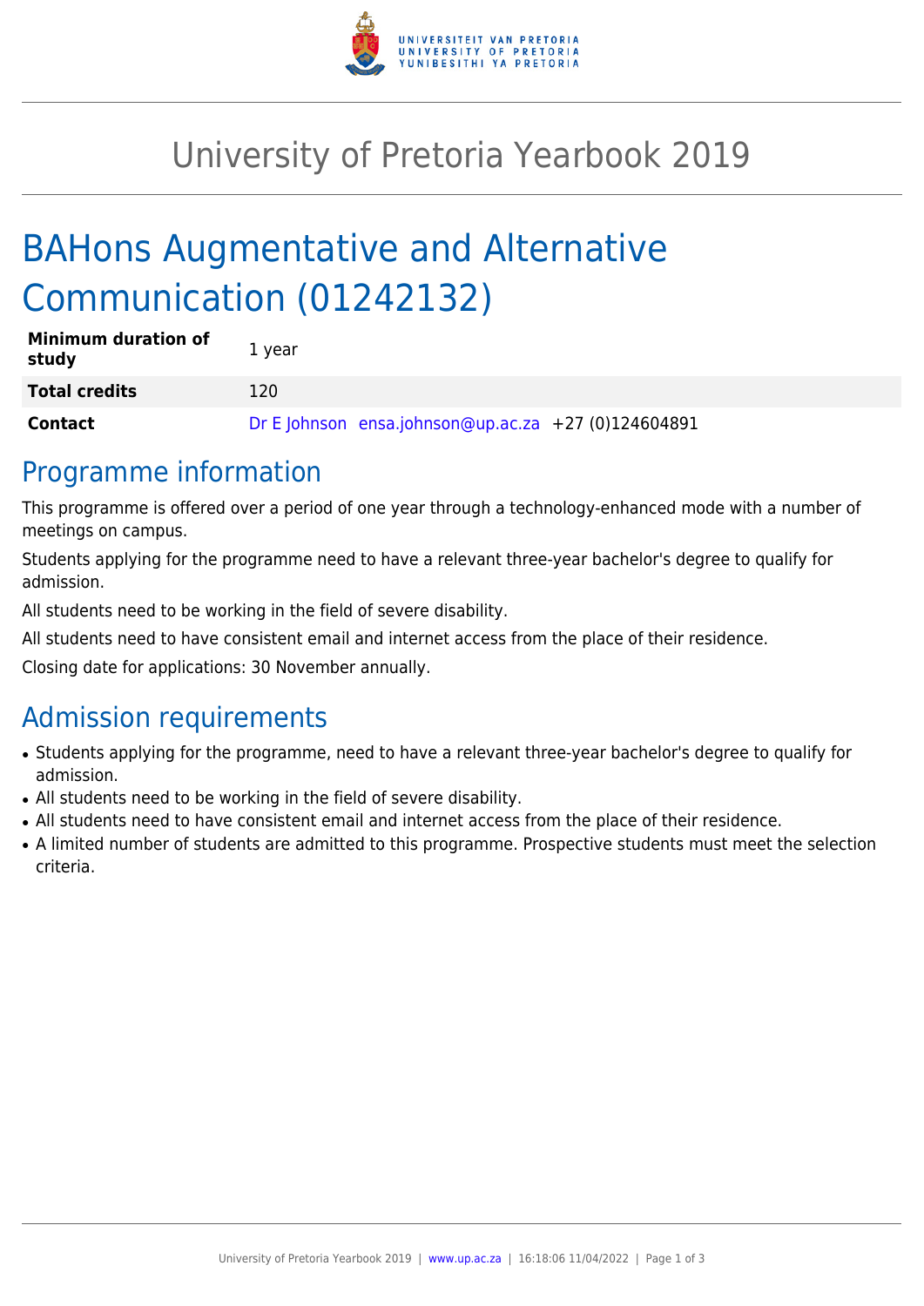# University of Pretoria Yearbook 2019

# BAHons Augmentative and Alternative Communication (01242132)

| | |
|---|---|
| **Minimum duration of study** | 1 year |
| **Total credits** | 120 |
| **Contact** | Dr E Johnson ensa.johnson@up.ac.za +27 (0)124604891 |

## Programme information

This programme is offered over a period of one year through a technology-enhanced mode with a number of meetings on campus.

Students applying for the programme need to have a relevant three-year bachelor's degree to qualify for admission.

All students need to be working in the field of severe disability.

All students need to have consistent email and internet access from the place of their residence.

Closing date for applications: 30 November annually.

## Admission requirements

- Students applying for the programme, need to have a relevant three-year bachelor's degree to qualify for admission.
- All students need to be working in the field of severe disability.
- All students need to have consistent email and internet access from the place of their residence.
- A limited number of students are admitted to this programme. Prospective students must meet the selection criteria.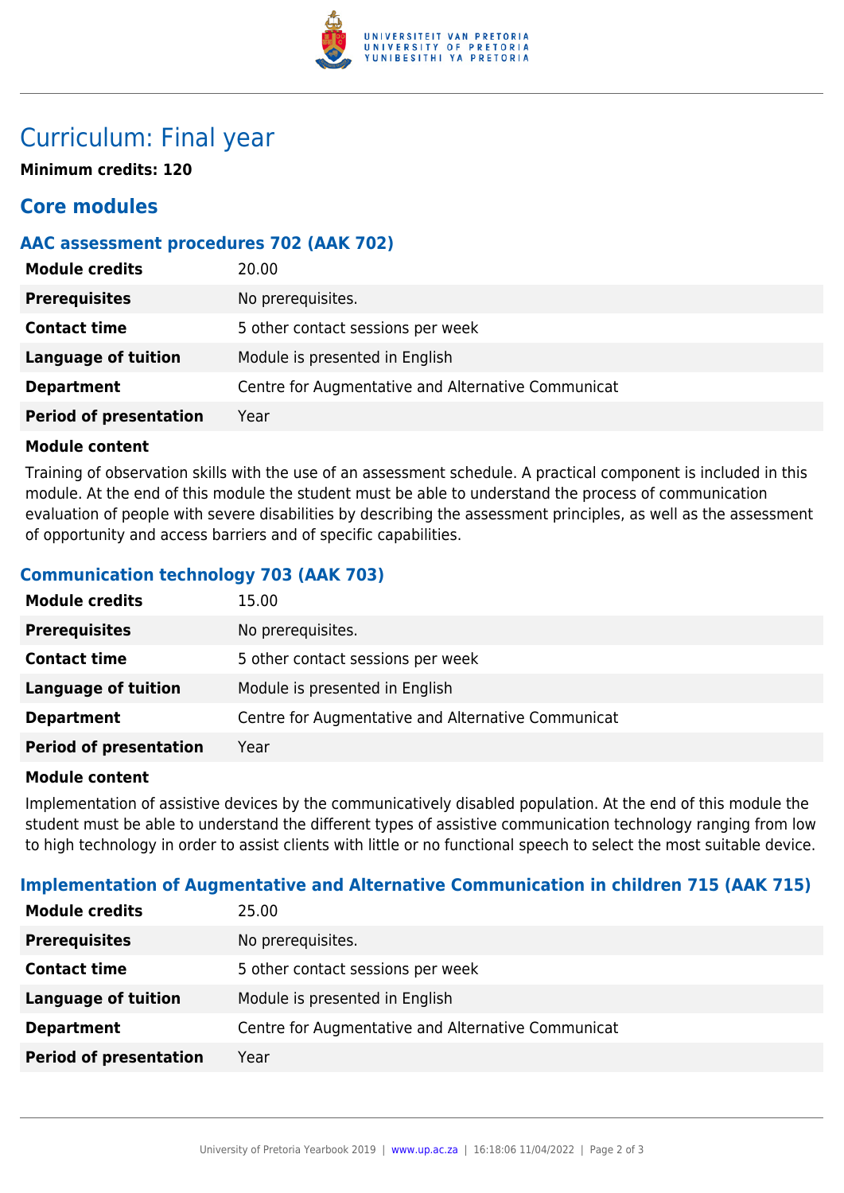# Curriculum: Final year

**Minimum credits: 120**

## Core modules

### AAC assessment procedures 702 (AAK 702)

| **Module credits** | 20.00 |
|---|---|
| **Prerequisites** | No prerequisites. |
| **Contact time** | 5 other contact sessions per week |
| **Language of tuition** | Module is presented in English |
| **Department** | Centre for Augmentative and Alternative Communicat |
| **Period of presentation** | Year |

**Module content**

Training of observation skills with the use of an assessment schedule. A practical component is included in this module. At the end of this module the student must be able to understand the process of communication evaluation of people with severe disabilities by describing the assessment principles, as well as the assessment of opportunity and access barriers and of specific capabilities.

### Communication technology 703 (AAK 703)

| **Module credits** | 15.00 |
|---|---|
| **Prerequisites** | No prerequisites. |
| **Contact time** | 5 other contact sessions per week |
| **Language of tuition** | Module is presented in English |
| **Department** | Centre for Augmentative and Alternative Communicat |
| **Period of presentation** | Year |

**Module content**

Implementation of assistive devices by the communicatively disabled population. At the end of this module the student must be able to understand the different types of assistive communication technology ranging from low to high technology in order to assist clients with little or no functional speech to select the most suitable device.

### Implementation of Augmentative and Alternative Communication in children 715 (AAK 715)

| **Module credits** | 25.00 |
|---|---|
| **Prerequisites** | No prerequisites. |
| **Contact time** | 5 other contact sessions per week |
| **Language of tuition** | Module is presented in English |
| **Department** | Centre for Augmentative and Alternative Communicat |
| **Period of presentation** | Year |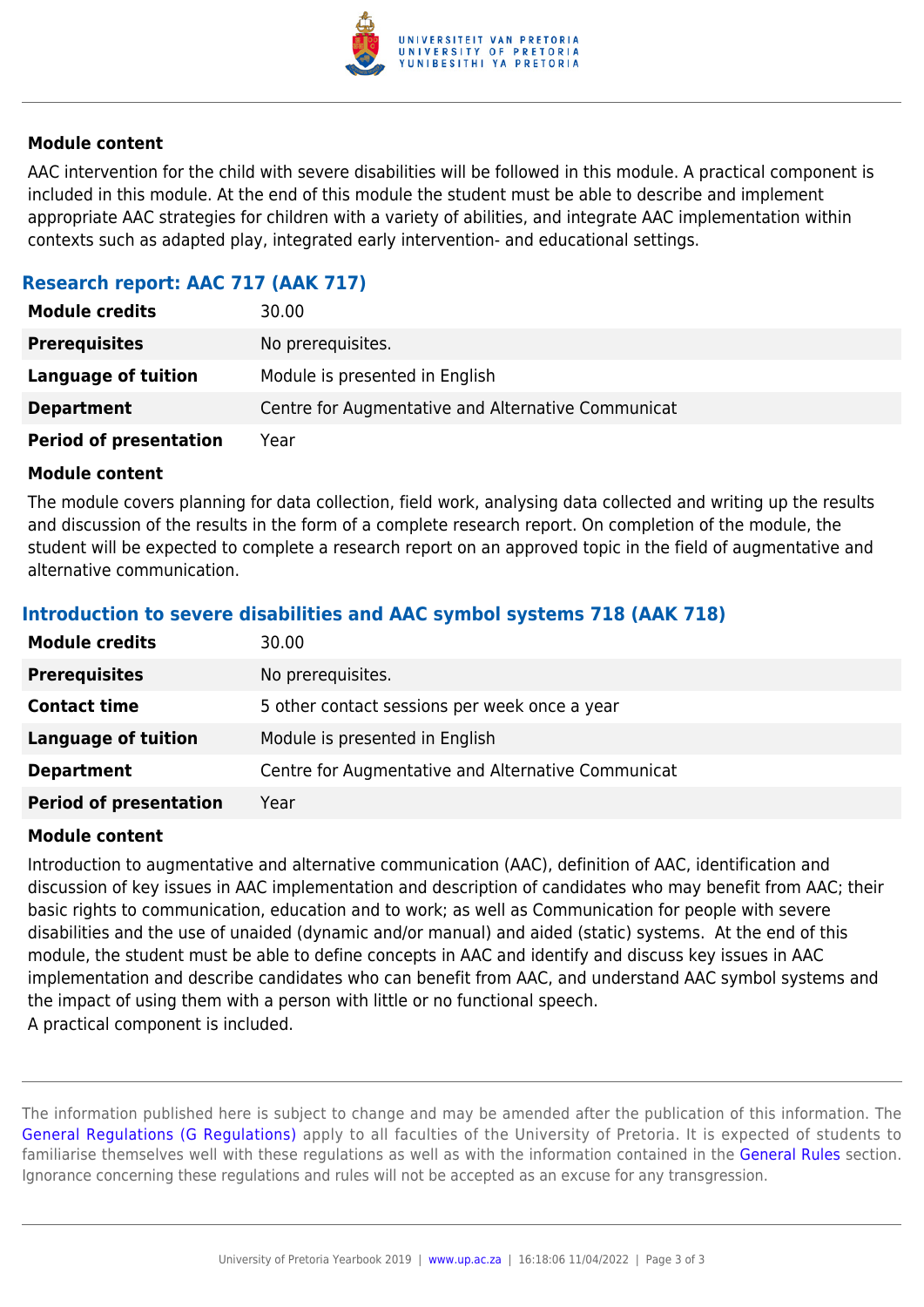**Module content**

AAC intervention for the child with severe disabilities will be followed in this module. A practical component is included in this module. At the end of this module the student must be able to describe and implement appropriate AAC strategies for children with a variety of abilities, and integrate AAC implementation within contexts such as adapted play, integrated early intervention- and educational settings.

## Research report: AAC 717 (AAK 717)

| | |
|---|---|
| **Module credits** | 30.00 |
| **Prerequisites** | No prerequisites. |
| **Language of tuition** | Module is presented in English |
| **Department** | Centre for Augmentative and Alternative Communicat |
| **Period of presentation** | Year |

**Module content**

The module covers planning for data collection, field work, analysing data collected and writing up the results and discussion of the results in the form of a complete research report. On completion of the module, the student will be expected to complete a research report on an approved topic in the field of augmentative and alternative communication.

## Introduction to severe disabilities and AAC symbol systems 718 (AAK 718)

| | |
|---|---|
| **Module credits** | 30.00 |
| **Prerequisites** | No prerequisites. |
| **Contact time** | 5 other contact sessions per week once a year |
| **Language of tuition** | Module is presented in English |
| **Department** | Centre for Augmentative and Alternative Communicat |
| **Period of presentation** | Year |

**Module content**

Introduction to augmentative and alternative communication (AAC), definition of AAC, identification and discussion of key issues in AAC implementation and description of candidates who may benefit from AAC; their basic rights to communication, education and to work; as well as Communication for people with severe disabilities and the use of unaided (dynamic and/or manual) and aided (static) systems. At the end of this module, the student must be able to define concepts in AAC and identify and discuss key issues in AAC implementation and describe candidates who can benefit from AAC, and understand AAC symbol systems and the impact of using them with a person with little or no functional speech.
A practical component is included.

The information published here is subject to change and may be amended after the publication of this information. The General Regulations (G Regulations) apply to all faculties of the University of Pretoria. It is expected of students to familiarise themselves well with these regulations as well as with the information contained in the General Rules section. Ignorance concerning these regulations and rules will not be accepted as an excuse for any transgression.